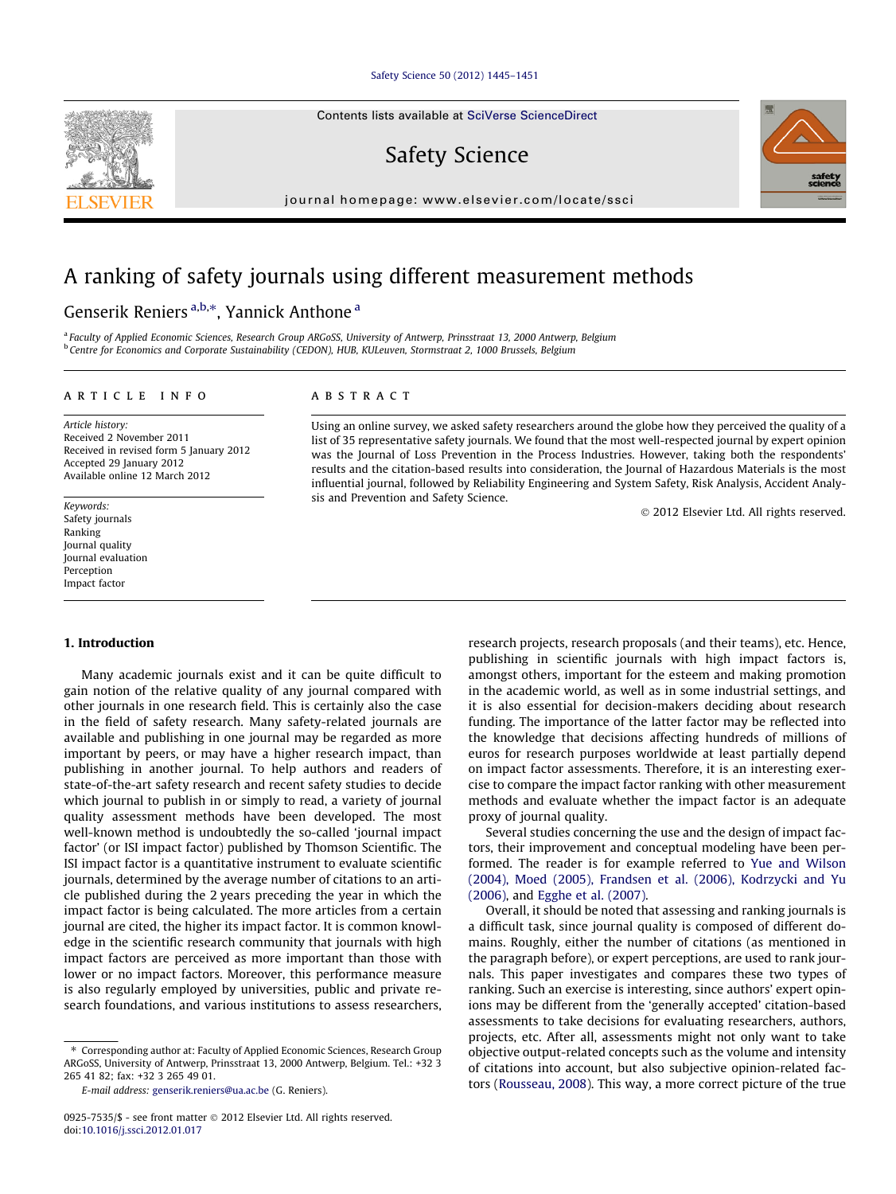# A ranking of safety journals using different measurement methods

Genserik Reniers [a,b,*], Yannick Anthone [a]

[a] Faculty of Applied Economic Sciences, Research Group ARGoSS, University of Antwerp, Prinsstraat 13, 2000 Antwerp, Belgium
[b] Centre for Economics and Corporate Sustainability (CEDON), HUB, KULeuven, Stormstraat 2, 1000 Brussels, Belgium

## ARTICLE INFO

*Article history:*
Received 2 November 2011
Received in revised form 5 January 2012
Accepted 29 January 2012
Available online 12 March 2012

*Keywords:*
Safety journals
Ranking
Journal quality
Journal evaluation
Perception
Impact factor

## ABSTRACT

Using an online survey, we asked safety researchers around the globe how they perceived the quality of a list of 35 representative safety journals. We found that the most well-respected journal by expert opinion was the Journal of Loss Prevention in the Process Industries. However, taking both the respondents' results and the citation-based results into consideration, the Journal of Hazardous Materials is the most influential journal, followed by Reliability Engineering and System Safety, Risk Analysis, Accident Analysis and Prevention and Safety Science.

© 2012 Elsevier Ltd. All rights reserved.

## 1. Introduction

Many academic journals exist and it can be quite difficult to gain notion of the relative quality of any journal compared with other journals in one research field. This is certainly also the case in the field of safety research. Many safety-related journals are available and publishing in one journal may be regarded as more important by peers, or may have a higher research impact, than publishing in another journal. To help authors and readers of state-of-the-art safety research and recent safety studies to decide which journal to publish in or simply to read, a variety of journal quality assessment methods have been developed. The most well-known method is undoubtedly the so-called 'journal impact factor' (or ISI impact factor) published by Thomson Scientific. The ISI impact factor is a quantitative instrument to evaluate scientific journals, determined by the average number of citations to an article published during the 2 years preceding the year in which the impact factor is being calculated. The more articles from a certain journal are cited, the higher its impact factor. It is common knowledge in the scientific research community that journals with high impact factors are perceived as more important than those with lower or no impact factors. Moreover, this performance measure is also regularly employed by universities, public and private research foundations, and various institutions to assess researchers, research projects, research proposals (and their teams), etc. Hence, publishing in scientific journals with high impact factors is, amongst others, important for the esteem and making promotion in the academic world, as well as in some industrial settings, and it is also essential for decision-makers deciding about research funding. The importance of the latter factor may be reflected into the knowledge that decisions affecting hundreds of millions of euros for research purposes worldwide at least partially depend on impact factor assessments. Therefore, it is an interesting exercise to compare the impact factor ranking with other measurement methods and evaluate whether the impact factor is an adequate proxy of journal quality.

Several studies concerning the use and the design of impact factors, their improvement and conceptual modeling have been performed. The reader is for example referred to Yue and Wilson (2004), Moed (2005), Frandsen et al. (2006), Kodrzycki and Yu (2006), and Egghe et al. (2007).

Overall, it should be noted that assessing and ranking journals is a difficult task, since journal quality is composed of different domains. Roughly, either the number of citations (as mentioned in the paragraph before), or expert perceptions, are used to rank journals. This paper investigates and compares these two types of ranking. Such an exercise is interesting, since authors' expert opinions may be different from the 'generally accepted' citation-based assessments to take decisions for evaluating researchers, authors, projects, etc. After all, assessments might not only want to take objective output-related concepts such as the volume and intensity of citations into account, but also subjective opinion-related factors (Rousseau, 2008). This way, a more correct picture of the true

---

* Corresponding author at: Faculty of Applied Economic Sciences, Research Group ARGoSS, University of Antwerp, Prinsstraat 13, 2000 Antwerp, Belgium. Tel.: +32 3 265 41 82; fax: +32 3 265 49 01.

*E-mail address:* genserik.reniers@ua.ac.be (G. Reniers).

0925-7535/$ - see front matter © 2012 Elsevier Ltd. All rights reserved.
doi:10.1016/j.ssci.2012.01.017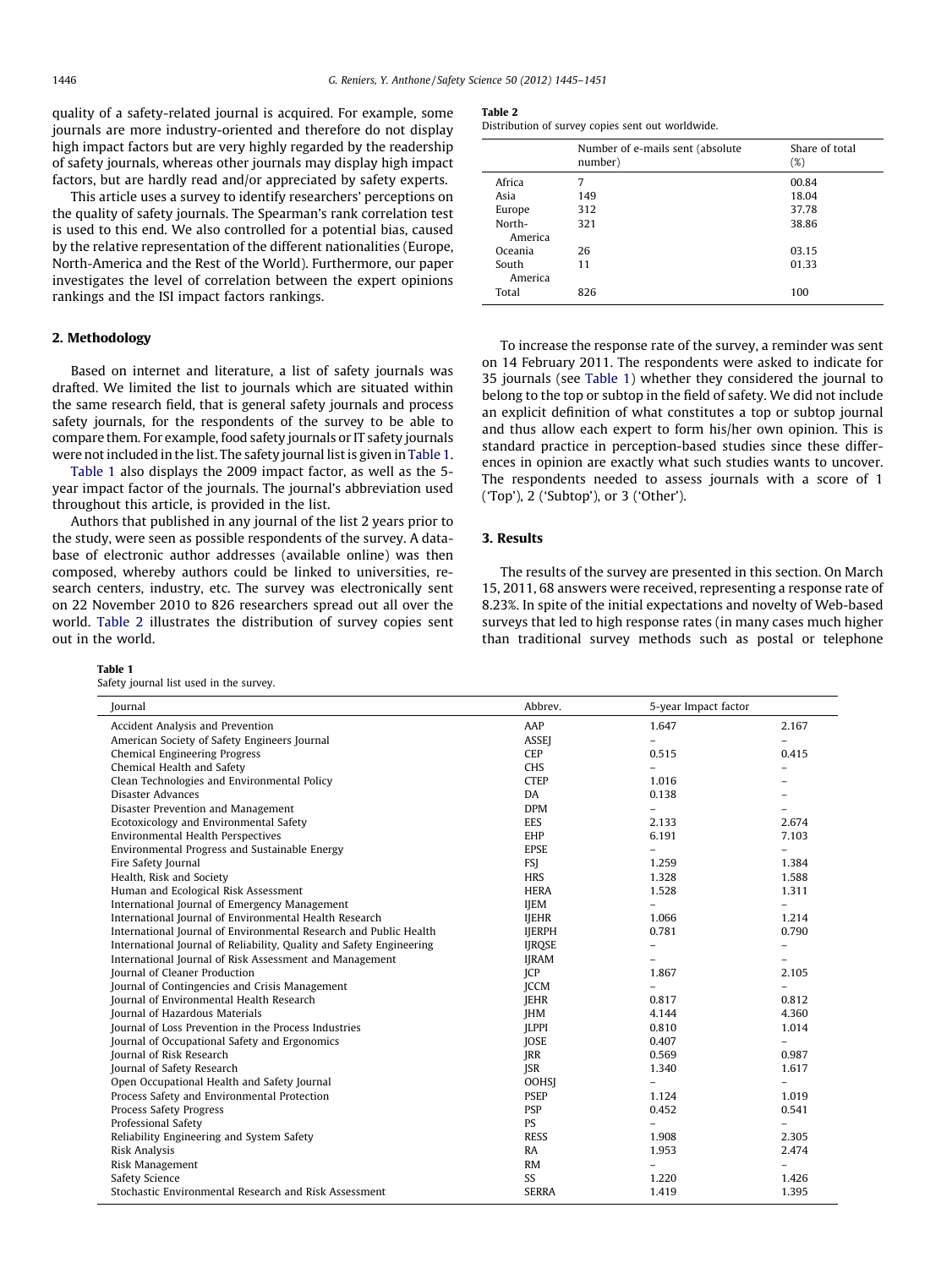quality of a safety-related journal is acquired. For example, some journals are more industry-oriented and therefore do not display high impact factors but are very highly regarded by the readership of safety journals, whereas other journals may display high impact factors, but are hardly read and/or appreciated by safety experts.

This article uses a survey to identify researchers' perceptions on the quality of safety journals. The Spearman's rank correlation test is used to this end. We also controlled for a potential bias, caused by the relative representation of the different nationalities (Europe, North-America and the Rest of the World). Furthermore, our paper investigates the level of correlation between the expert opinions rankings and the ISI impact factors rankings.

## 2. Methodology

Based on internet and literature, a list of safety journals was drafted. We limited the list to journals which are situated within the same research field, that is general safety journals and process safety journals, for the respondents of the survey to be able to compare them. For example, food safety journals or IT safety journals were not included in the list. The safety journal list is given in Table 1.

Table 1 also displays the 2009 impact factor, as well as the 5-year impact factor of the journals. The journal's abbreviation used throughout this article, is provided in the list.

Authors that published in any journal of the list 2 years prior to the study, were seen as possible respondents of the survey. A database of electronic author addresses (available online) was then composed, whereby authors could be linked to universities, research centers, industry, etc. The survey was electronically sent on 22 November 2010 to 826 researchers spread out all over the world. Table 2 illustrates the distribution of survey copies sent out in the world.

**Table 2**
Distribution of survey copies sent out worldwide.

| | Number of e-mails sent (absolute number) | Share of total (%) |
|---|---|---|
| Africa | 7 | 00.84 |
| Asia | 149 | 18.04 |
| Europe | 312 | 37.78 |
| North-America | 321 | 38.86 |
| Oceania | 26 | 03.15 |
| South America | 11 | 01.33 |
| Total | 826 | 100 |

To increase the response rate of the survey, a reminder was sent on 14 February 2011. The respondents were asked to indicate for 35 journals (see Table 1) whether they considered the journal to belong to the top or subtop in the field of safety. We did not include an explicit definition of what constitutes a top or subtop journal and thus allow each expert to form his/her own opinion. This is standard practice in perception-based studies since these differences in opinion are exactly what such studies wants to uncover. The respondents needed to assess journals with a score of 1 ('Top'), 2 ('Subtop'), or 3 ('Other').

## 3. Results

The results of the survey are presented in this section. On March 15, 2011, 68 answers were received, representing a response rate of 8.23%. In spite of the initial expectations and novelty of Web-based surveys that led to high response rates (in many cases much higher than traditional survey methods such as postal or telephone

**Table 1**
Safety journal list used in the survey.

| Journal | Abbrev. | 5-year Impact factor | |
|---|---|---|---|
| Accident Analysis and Prevention | AAP | 1.647 | 2.167 |
| American Society of Safety Engineers Journal | ASSEJ | – | – |
| Chemical Engineering Progress | CEP | 0.515 | 0.415 |
| Chemical Health and Safety | CHS | – | – |
| Clean Technologies and Environmental Policy | CTEP | 1.016 | – |
| Disaster Advances | DA | 0.138 | – |
| Disaster Prevention and Management | DPM | – | – |
| Ecotoxicology and Environmental Safety | EES | 2.133 | 2.674 |
| Environmental Health Perspectives | EHP | 6.191 | 7.103 |
| Environmental Progress and Sustainable Energy | EPSE | – | – |
| Fire Safety Journal | FSJ | 1.259 | 1.384 |
| Health, Risk and Society | HRS | 1.328 | 1.588 |
| Human and Ecological Risk Assessment | HERA | 1.528 | 1.311 |
| International Journal of Emergency Management | IJEM | – | – |
| International Journal of Environmental Health Research | IJEHR | 1.066 | 1.214 |
| International Journal of Environmental Research and Public Health | IJERPH | 0.781 | 0.790 |
| International Journal of Reliability, Quality and Safety Engineering | IJRQSE | – | – |
| International Journal of Risk Assessment and Management | IJRAM | – | – |
| Journal of Cleaner Production | JCP | 1.867 | 2.105 |
| Journal of Contingencies and Crisis Management | JCCM | – | – |
| Journal of Environmental Health Research | JEHR | 0.817 | 0.812 |
| Journal of Hazardous Materials | JHM | 4.144 | 4.360 |
| Journal of Loss Prevention in the Process Industries | JLPPI | 0.810 | 1.014 |
| Journal of Occupational Safety and Ergonomics | JOSE | 0.407 | – |
| Journal of Risk Research | JRR | 0.569 | 0.987 |
| Journal of Safety Research | JSR | 1.340 | 1.617 |
| Open Occupational Health and Safety Journal | OOHSJ | – | – |
| Process Safety and Environmental Protection | PSEP | 1.124 | 1.019 |
| Process Safety Progress | PSP | 0.452 | 0.541 |
| Professional Safety | PS | – | – |
| Reliability Engineering and System Safety | RESS | 1.908 | 2.305 |
| Risk Analysis | RA | 1.953 | 2.474 |
| Risk Management | RM | – | – |
| Safety Science | SS | 1.220 | 1.426 |
| Stochastic Environmental Research and Risk Assessment | SERRA | 1.419 | 1.395 |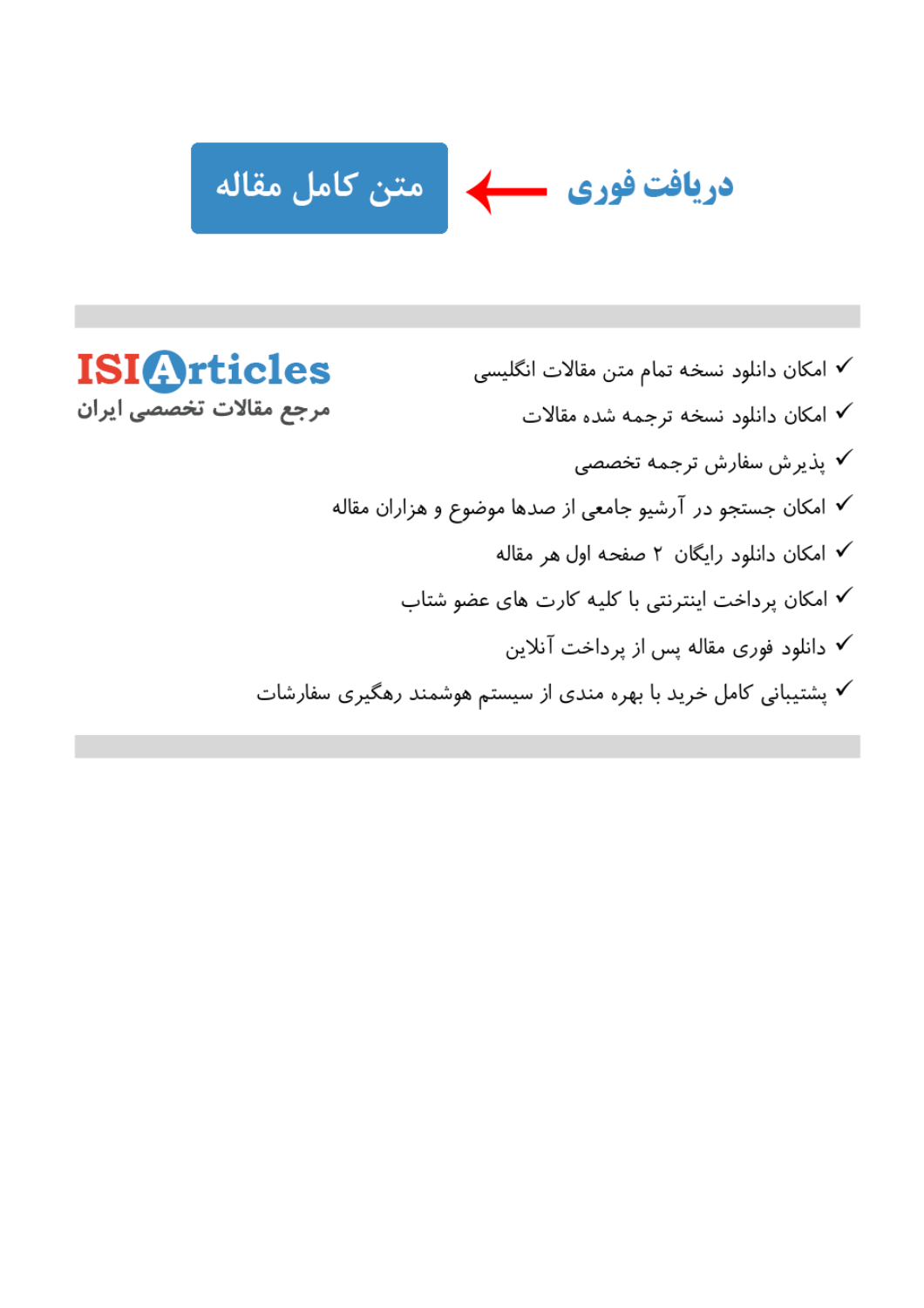دریافت فوری ← متن کامل مقاله

ISIArticles
مرجع مقالات تخصصی ایران

- ✓ امکان دانلود نسخه تمام متن مقالات انگلیسی
- ✓ امکان دانلود نسخه ترجمه شده مقالات
- ✓ پذیرش سفارش ترجمه تخصصی
- ✓ امکان جستجو در آرشیو جامعی از صدها موضوع و هزاران مقاله
- ✓ امکان دانلود رایگان ۲ صفحه اول هر مقاله
- ✓ امکان پرداخت اینترنتی با کلیه کارت های عضو شتاب
- ✓ دانلود فوری مقاله پس از پرداخت آنلاین
- ✓ پشتیبانی کامل خرید با بهره مندی از سیستم هوشمند رهگیری سفارشات